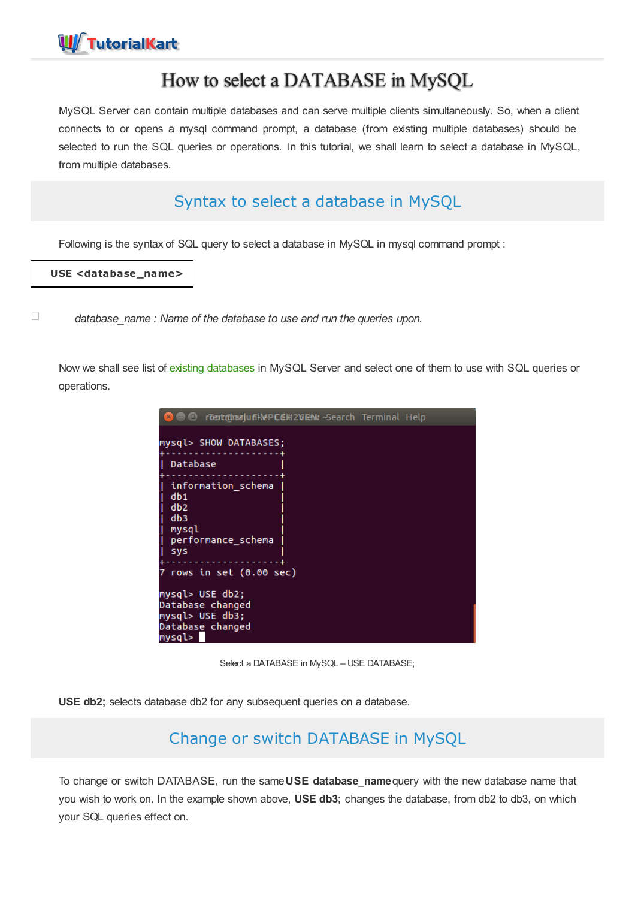# How to select a DATABASE in MySQL

MySQL Server can contain multiple databases and can serve multiple clients simultaneously. So, when a client connects to or opens a mysql command prompt, a database (from existing multiple databases) should be selected to run the SQL queries or operations. In this tutorial, we shall learn to select a database in MySQL, from multiple databases.

## Syntax to select a database in MySQL

Following is the syntax of SQL query to select a database in MySQL in mysql command prompt :

```
USE <database_name>
```

- *database_name : Name of the database to use and run the queries upon.*

Now we shall see list of existing databases in MySQL Server and select one of them to use with SQL queries or operations.

```
mysql> SHOW DATABASES;
+--------------------+
| Database           |
+--------------------+
| information_schema |
| db1                |
| db2                |
| db3                |
| mysql              |
| performance_schema |
| sys                |
+--------------------+
7 rows in set (0.00 sec)

mysql> USE db2;
Database changed
mysql> USE db3;
Database changed
mysql>
```

Select a DATABASE in MySQL – USE DATABASE;

**USE db2;** selects database db2 for any subsequent queries on a database.

## Change or switch DATABASE in MySQL

To change or switch DATABASE, run the same **USE database_name** query with the new database name that you wish to work on. In the example shown above, **USE db3;** changes the database, from db2 to db3, on which your SQL queries effect on.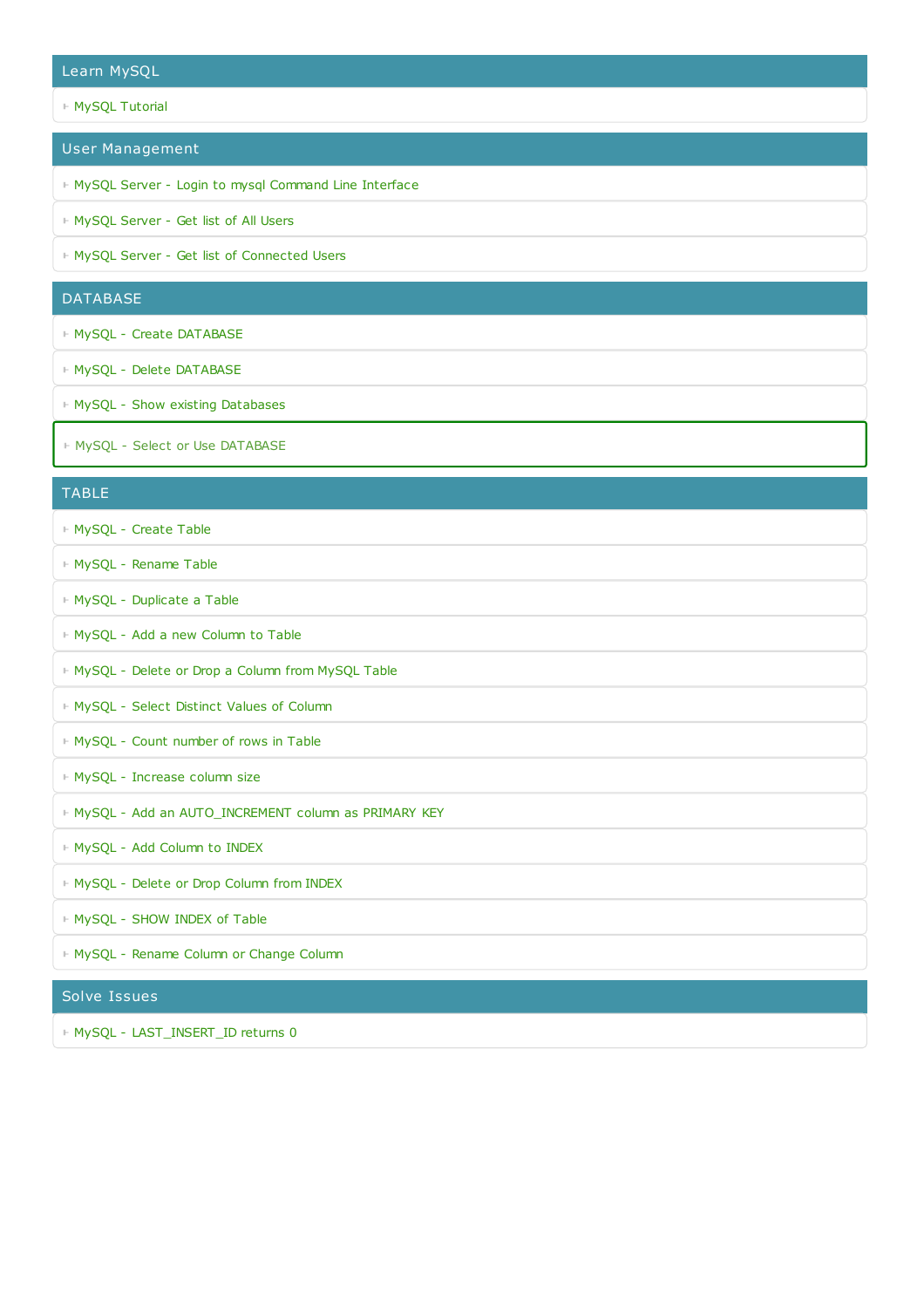## Learn MySQL

- MySQL Tutorial

## User Management

- MySQL Server - Login to mysql Command Line Interface
- MySQL Server - Get list of All Users
- MySQL Server - Get list of Connected Users

## DATABASE

- MySQL - Create DATABASE
- MySQL - Delete DATABASE
- MySQL - Show existing Databases
- MySQL - Select or Use DATABASE

## TABLE

- MySQL - Create Table
- MySQL - Rename Table
- MySQL - Duplicate a Table
- MySQL - Add a new Column to Table
- MySQL - Delete or Drop a Column from MySQL Table
- MySQL - Select Distinct Values of Column
- MySQL - Count number of rows in Table
- MySQL - Increase column size
- MySQL - Add an AUTO_INCREMENT column as PRIMARY KEY
- MySQL - Add Column to INDEX
- MySQL - Delete or Drop Column from INDEX
- MySQL - SHOW INDEX of Table
- MySQL - Rename Column or Change Column

## Solve Issues

- MySQL - LAST_INSERT_ID returns 0